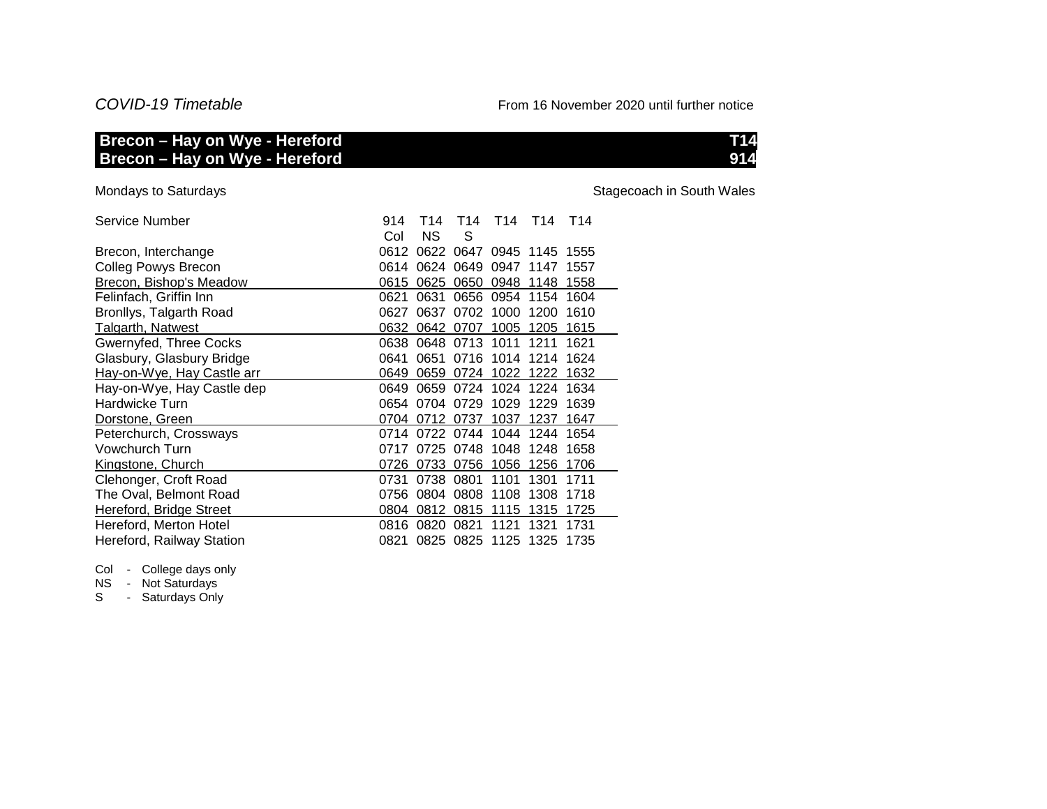*COVID-19 Timetable*

From 16 November 2020 until further notice

## Brecon – Hay on Wye - Hereford T14
## Brecon – Hay on Wye - Hereford 914

Mondays to Saturdays

Stagecoach in South Wales

| Service Number | 914 | T14 | T14 | T14 | T14 | T14 |
|---|---|---|---|---|---|---|
| | Col | NS | S | | | |
| Brecon, Interchange | 0612 | 0622 | 0647 | 0945 | 1145 | 1555 |
| Colleg Powys Brecon | 0614 | 0624 | 0649 | 0947 | 1147 | 1557 |
| Brecon, Bishop's Meadow | 0615 | 0625 | 0650 | 0948 | 1148 | 1558 |
| Felinfach, Griffin Inn | 0621 | 0631 | 0656 | 0954 | 1154 | 1604 |
| Bronllys, Talgarth Road | 0627 | 0637 | 0702 | 1000 | 1200 | 1610 |
| Talgarth, Natwest | 0632 | 0642 | 0707 | 1005 | 1205 | 1615 |
| Gwernyfed, Three Cocks | 0638 | 0648 | 0713 | 1011 | 1211 | 1621 |
| Glasbury, Glasbury Bridge | 0641 | 0651 | 0716 | 1014 | 1214 | 1624 |
| Hay-on-Wye, Hay Castle arr | 0649 | 0659 | 0724 | 1022 | 1222 | 1632 |
| Hay-on-Wye, Hay Castle dep | 0649 | 0659 | 0724 | 1024 | 1224 | 1634 |
| Hardwicke Turn | 0654 | 0704 | 0729 | 1029 | 1229 | 1639 |
| Dorstone, Green | 0704 | 0712 | 0737 | 1037 | 1237 | 1647 |
| Peterchurch, Crossways | 0714 | 0722 | 0744 | 1044 | 1244 | 1654 |
| Vowchurch Turn | 0717 | 0725 | 0748 | 1048 | 1248 | 1658 |
| Kingstone, Church | 0726 | 0733 | 0756 | 1056 | 1256 | 1706 |
| Clehonger, Croft Road | 0731 | 0738 | 0801 | 1101 | 1301 | 1711 |
| The Oval, Belmont Road | 0756 | 0804 | 0808 | 1108 | 1308 | 1718 |
| Hereford, Bridge Street | 0804 | 0812 | 0815 | 1115 | 1315 | 1725 |
| Hereford, Merton Hotel | 0816 | 0820 | 0821 | 1121 | 1321 | 1731 |
| Hereford, Railway Station | 0821 | 0825 | 0825 | 1125 | 1325 | 1735 |

Col - College days only
NS - Not Saturdays
S - Saturdays Only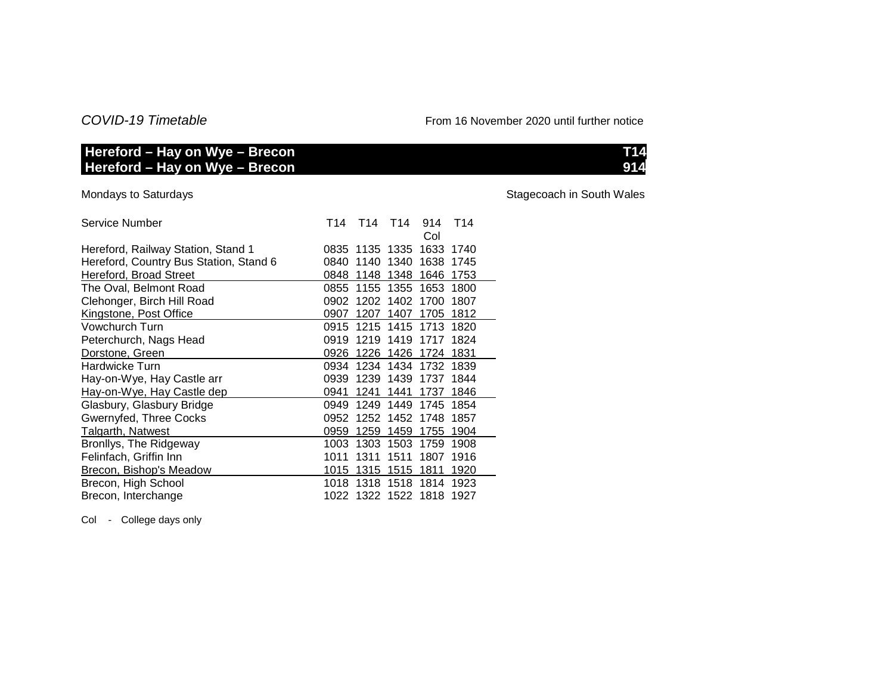*COVID-19 Timetable*

From 16 November 2020 until further notice

## Hereford – Hay on Wye – Brecon T14
## Hereford – Hay on Wye – Brecon 914

Mondays to Saturdays

Stagecoach in South Wales

| Service Number | T14 | T14 | T14 | 914 Col | T14 |
|---|---|---|---|---|---|
| Hereford, Railway Station, Stand 1 | 0835 | 1135 | 1335 | 1633 | 1740 |
| Hereford, Country Bus Station, Stand 6 | 0840 | 1140 | 1340 | 1638 | 1745 |
| Hereford, Broad Street | 0848 | 1148 | 1348 | 1646 | 1753 |
| The Oval, Belmont Road | 0855 | 1155 | 1355 | 1653 | 1800 |
| Clehonger, Birch Hill Road | 0902 | 1202 | 1402 | 1700 | 1807 |
| Kingstone, Post Office | 0907 | 1207 | 1407 | 1705 | 1812 |
| Vowchurch Turn | 0915 | 1215 | 1415 | 1713 | 1820 |
| Peterchurch, Nags Head | 0919 | 1219 | 1419 | 1717 | 1824 |
| Dorstone, Green | 0926 | 1226 | 1426 | 1724 | 1831 |
| Hardwicke Turn | 0934 | 1234 | 1434 | 1732 | 1839 |
| Hay-on-Wye, Hay Castle arr | 0939 | 1239 | 1439 | 1737 | 1844 |
| Hay-on-Wye, Hay Castle dep | 0941 | 1241 | 1441 | 1737 | 1846 |
| Glasbury, Glasbury Bridge | 0949 | 1249 | 1449 | 1745 | 1854 |
| Gwernyfed, Three Cocks | 0952 | 1252 | 1452 | 1748 | 1857 |
| Talgarth, Natwest | 0959 | 1259 | 1459 | 1755 | 1904 |
| Bronllys, The Ridgeway | 1003 | 1303 | 1503 | 1759 | 1908 |
| Felinfach, Griffin Inn | 1011 | 1311 | 1511 | 1807 | 1916 |
| Brecon, Bishop's Meadow | 1015 | 1315 | 1515 | 1811 | 1920 |
| Brecon, High School | 1018 | 1318 | 1518 | 1814 | 1923 |
| Brecon, Interchange | 1022 | 1322 | 1522 | 1818 | 1927 |

Col - College days only